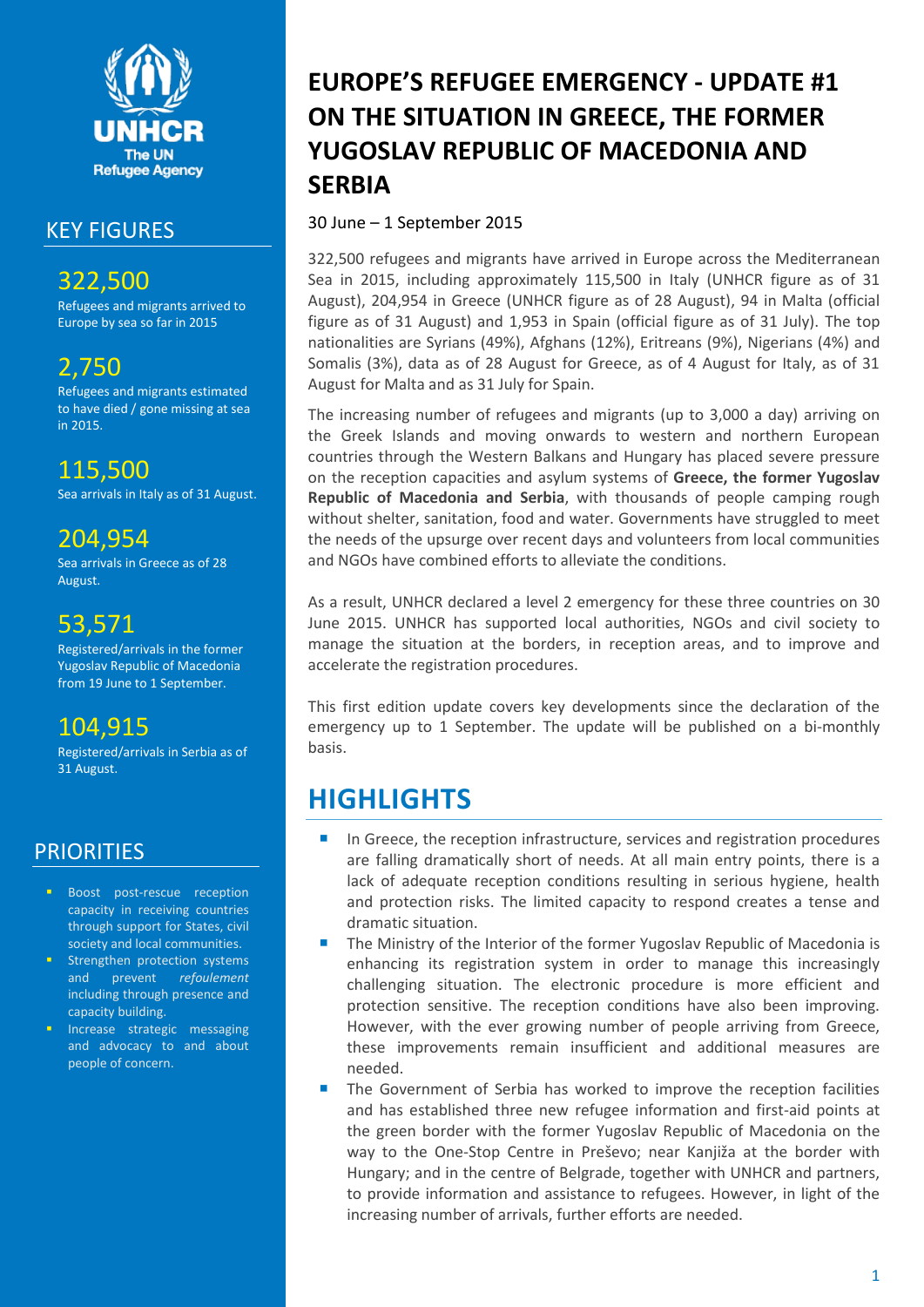# EUROPE'S REFUGEE EMERGENCY - UPDATE #1 ON THE SITUATION IN GREECE, THE FORMER YUGOSLAV REPUBLIC OF MACEDONIA AND SERBIA

30 June – 1 September 2015

322,500 refugees and migrants have arrived in Europe across the Mediterranean Sea in 2015, including approximately 115,500 in Italy (UNHCR figure as of 31 August), 204,954 in Greece (UNHCR figure as of 28 August), 94 in Malta (official figure as of 31 August) and 1,953 in Spain (official figure as of 31 July). The top nationalities are Syrians (49%), Afghans (12%), Eritreans (9%), Nigerians (4%) and Somalis (3%), data as of 28 August for Greece, as of 4 August for Italy, as of 31 August for Malta and as 31 July for Spain.

The increasing number of refugees and migrants (up to 3,000 a day) arriving on the Greek Islands and moving onwards to western and northern European countries through the Western Balkans and Hungary has placed severe pressure on the reception capacities and asylum systems of **Greece, the former Yugoslav Republic of Macedonia and Serbia**, with thousands of people camping rough without shelter, sanitation, food and water. Governments have struggled to meet the needs of the upsurge over recent days and volunteers from local communities and NGOs have combined efforts to alleviate the conditions.

As a result, UNHCR declared a level 2 emergency for these three countries on 30 June 2015. UNHCR has supported local authorities, NGOs and civil society to manage the situation at the borders, in reception areas, and to improve and accelerate the registration procedures.

This first edition update covers key developments since the declaration of the emergency up to 1 September. The update will be published on a bi-monthly basis.

## KEY FIGURES

**322,500**
Refugees and migrants arrived to Europe by sea so far in 2015

**2,750**
Refugees and migrants estimated to have died / gone missing at sea in 2015.

**115,500**
Sea arrivals in Italy as of 31 August.

**204,954**
Sea arrivals in Greece as of 28 August.

**53,571**
Registered/arrivals in the former Yugoslav Republic of Macedonia from 19 June to 1 September.

**104,915**
Registered/arrivals in Serbia as of 31 August.

## PRIORITIES

- Boost post-rescue reception capacity in receiving countries through support for States, civil society and local communities.
- Strengthen protection systems and prevent *refoulement* including through presence and capacity building.
- Increase strategic messaging and advocacy to and about people of concern.

## HIGHLIGHTS

- In Greece, the reception infrastructure, services and registration procedures are falling dramatically short of needs. At all main entry points, there is a lack of adequate reception conditions resulting in serious hygiene, health and protection risks. The limited capacity to respond creates a tense and dramatic situation.
- The Ministry of the Interior of the former Yugoslav Republic of Macedonia is enhancing its registration system in order to manage this increasingly challenging situation. The electronic procedure is more efficient and protection sensitive. The reception conditions have also been improving. However, with the ever growing number of people arriving from Greece, these improvements remain insufficient and additional measures are needed.
- The Government of Serbia has worked to improve the reception facilities and has established three new refugee information and first-aid points at the green border with the former Yugoslav Republic of Macedonia on the way to the One-Stop Centre in Preševo; near Kanjiža at the border with Hungary; and in the centre of Belgrade, together with UNHCR and partners, to provide information and assistance to refugees. However, in light of the increasing number of arrivals, further efforts are needed.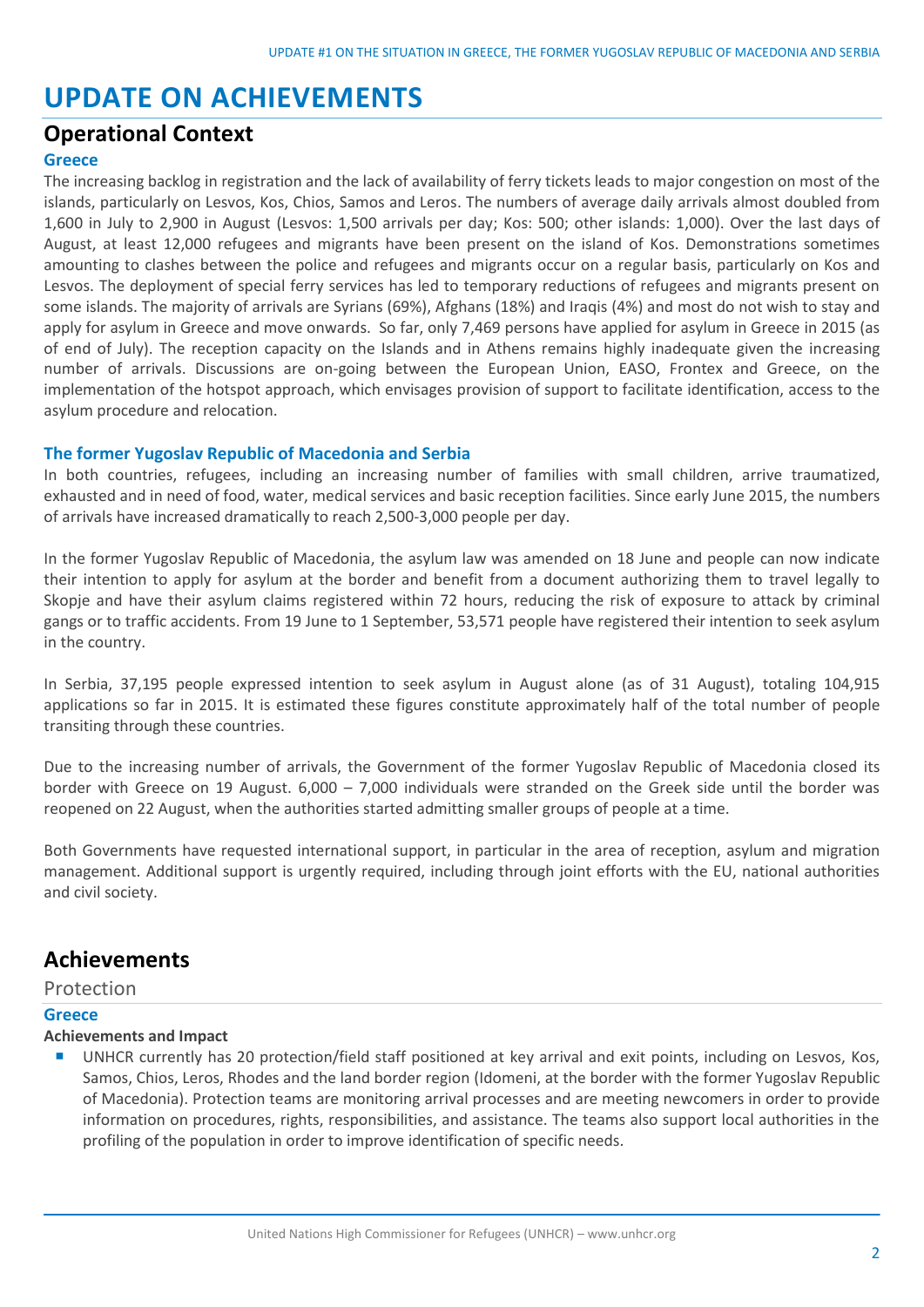# UPDATE ON ACHIEVEMENTS

## Operational Context

### Greece

The increasing backlog in registration and the lack of availability of ferry tickets leads to major congestion on most of the islands, particularly on Lesvos, Kos, Chios, Samos and Leros. The numbers of average daily arrivals almost doubled from 1,600 in July to 2,900 in August (Lesvos: 1,500 arrivals per day; Kos: 500; other islands: 1,000). Over the last days of August, at least 12,000 refugees and migrants have been present on the island of Kos. Demonstrations sometimes amounting to clashes between the police and refugees and migrants occur on a regular basis, particularly on Kos and Lesvos. The deployment of special ferry services has led to temporary reductions of refugees and migrants present on some islands. The majority of arrivals are Syrians (69%), Afghans (18%) and Iraqis (4%) and most do not wish to stay and apply for asylum in Greece and move onwards. So far, only 7,469 persons have applied for asylum in Greece in 2015 (as of end of July). The reception capacity on the Islands and in Athens remains highly inadequate given the increasing number of arrivals. Discussions are on-going between the European Union, EASO, Frontex and Greece, on the implementation of the hotspot approach, which envisages provision of support to facilitate identification, access to the asylum procedure and relocation.

### The former Yugoslav Republic of Macedonia and Serbia

In both countries, refugees, including an increasing number of families with small children, arrive traumatized, exhausted and in need of food, water, medical services and basic reception facilities. Since early June 2015, the numbers of arrivals have increased dramatically to reach 2,500-3,000 people per day.

In the former Yugoslav Republic of Macedonia, the asylum law was amended on 18 June and people can now indicate their intention to apply for asylum at the border and benefit from a document authorizing them to travel legally to Skopje and have their asylum claims registered within 72 hours, reducing the risk of exposure to attack by criminal gangs or to traffic accidents. From 19 June to 1 September, 53,571 people have registered their intention to seek asylum in the country.

In Serbia, 37,195 people expressed intention to seek asylum in August alone (as of 31 August), totaling 104,915 applications so far in 2015. It is estimated these figures constitute approximately half of the total number of people transiting through these countries.

Due to the increasing number of arrivals, the Government of the former Yugoslav Republic of Macedonia closed its border with Greece on 19 August. 6,000 – 7,000 individuals were stranded on the Greek side until the border was reopened on 22 August, when the authorities started admitting smaller groups of people at a time.

Both Governments have requested international support, in particular in the area of reception, asylum and migration management. Additional support is urgently required, including through joint efforts with the EU, national authorities and civil society.

## Achievements

### Protection

#### Greece

**Achievements and Impact**

- UNHCR currently has 20 protection/field staff positioned at key arrival and exit points, including on Lesvos, Kos, Samos, Chios, Leros, Rhodes and the land border region (Idomeni, at the border with the former Yugoslav Republic of Macedonia). Protection teams are monitoring arrival processes and are meeting newcomers in order to provide information on procedures, rights, responsibilities, and assistance. The teams also support local authorities in the profiling of the population in order to improve identification of specific needs.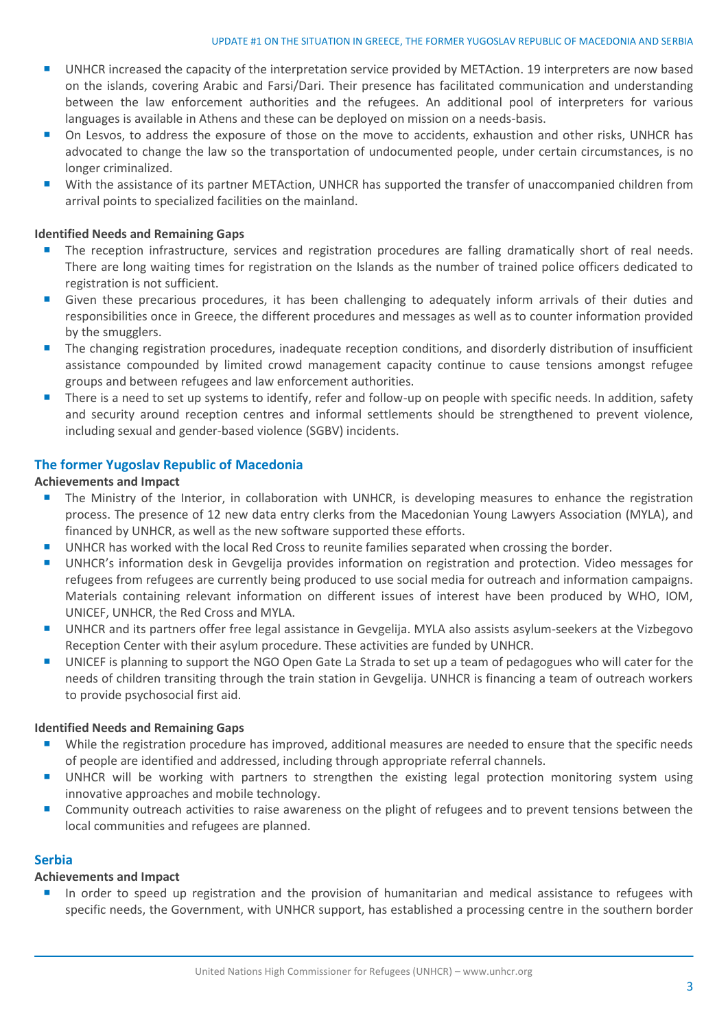- UNHCR increased the capacity of the interpretation service provided by METAction. 19 interpreters are now based on the islands, covering Arabic and Farsi/Dari. Their presence has facilitated communication and understanding between the law enforcement authorities and the refugees. An additional pool of interpreters for various languages is available in Athens and these can be deployed on mission on a needs-basis.
- On Lesvos, to address the exposure of those on the move to accidents, exhaustion and other risks, UNHCR has advocated to change the law so the transportation of undocumented people, under certain circumstances, is no longer criminalized.
- With the assistance of its partner METAction, UNHCR has supported the transfer of unaccompanied children from arrival points to specialized facilities on the mainland.

**Identified Needs and Remaining Gaps**

- The reception infrastructure, services and registration procedures are falling dramatically short of real needs. There are long waiting times for registration on the Islands as the number of trained police officers dedicated to registration is not sufficient.
- Given these precarious procedures, it has been challenging to adequately inform arrivals of their duties and responsibilities once in Greece, the different procedures and messages as well as to counter information provided by the smugglers.
- The changing registration procedures, inadequate reception conditions, and disorderly distribution of insufficient assistance compounded by limited crowd management capacity continue to cause tensions amongst refugee groups and between refugees and law enforcement authorities.
- There is a need to set up systems to identify, refer and follow-up on people with specific needs. In addition, safety and security around reception centres and informal settlements should be strengthened to prevent violence, including sexual and gender-based violence (SGBV) incidents.

## The former Yugoslav Republic of Macedonia

**Achievements and Impact**

- The Ministry of the Interior, in collaboration with UNHCR, is developing measures to enhance the registration process. The presence of 12 new data entry clerks from the Macedonian Young Lawyers Association (MYLA), and financed by UNHCR, as well as the new software supported these efforts.
- UNHCR has worked with the local Red Cross to reunite families separated when crossing the border.
- UNHCR's information desk in Gevgelija provides information on registration and protection. Video messages for refugees from refugees are currently being produced to use social media for outreach and information campaigns. Materials containing relevant information on different issues of interest have been produced by WHO, IOM, UNICEF, UNHCR, the Red Cross and MYLA.
- UNHCR and its partners offer free legal assistance in Gevgelija. MYLA also assists asylum-seekers at the Vizbegovo Reception Center with their asylum procedure. These activities are funded by UNHCR.
- UNICEF is planning to support the NGO Open Gate La Strada to set up a team of pedagogues who will cater for the needs of children transiting through the train station in Gevgelija. UNHCR is financing a team of outreach workers to provide psychosocial first aid.

**Identified Needs and Remaining Gaps**

- While the registration procedure has improved, additional measures are needed to ensure that the specific needs of people are identified and addressed, including through appropriate referral channels.
- UNHCR will be working with partners to strengthen the existing legal protection monitoring system using innovative approaches and mobile technology.
- Community outreach activities to raise awareness on the plight of refugees and to prevent tensions between the local communities and refugees are planned.

## Serbia

**Achievements and Impact**

- In order to speed up registration and the provision of humanitarian and medical assistance to refugees with specific needs, the Government, with UNHCR support, has established a processing centre in the southern border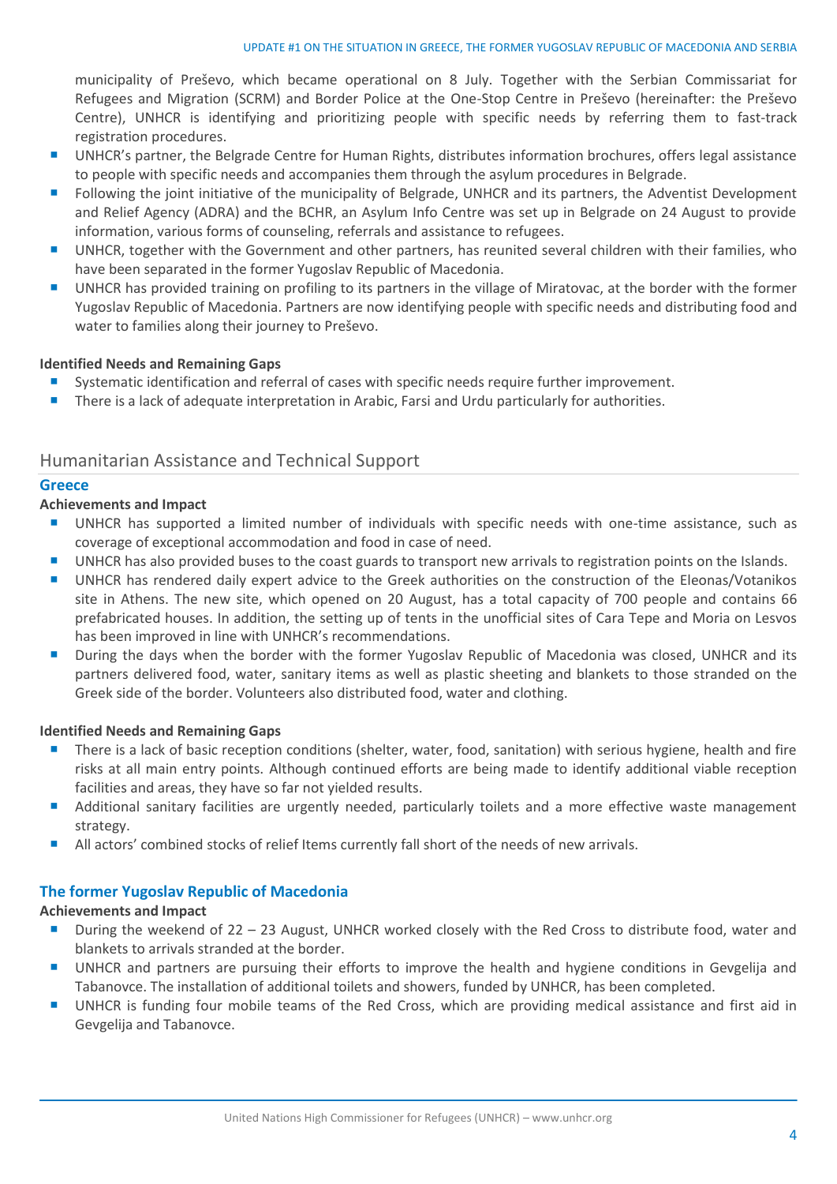municipality of Preševo, which became operational on 8 July. Together with the Serbian Commissariat for Refugees and Migration (SCRM) and Border Police at the One-Stop Centre in Preševo (hereinafter: the Preševo Centre), UNHCR is identifying and prioritizing people with specific needs by referring them to fast-track registration procedures.

- UNHCR's partner, the Belgrade Centre for Human Rights, distributes information brochures, offers legal assistance to people with specific needs and accompanies them through the asylum procedures in Belgrade.
- Following the joint initiative of the municipality of Belgrade, UNHCR and its partners, the Adventist Development and Relief Agency (ADRA) and the BCHR, an Asylum Info Centre was set up in Belgrade on 24 August to provide information, various forms of counseling, referrals and assistance to refugees.
- UNHCR, together with the Government and other partners, has reunited several children with their families, who have been separated in the former Yugoslav Republic of Macedonia.
- UNHCR has provided training on profiling to its partners in the village of Miratovac, at the border with the former Yugoslav Republic of Macedonia. Partners are now identifying people with specific needs and distributing food and water to families along their journey to Preševo.

**Identified Needs and Remaining Gaps**

- Systematic identification and referral of cases with specific needs require further improvement.
- There is a lack of adequate interpretation in Arabic, Farsi and Urdu particularly for authorities.

## Humanitarian Assistance and Technical Support

### Greece

**Achievements and Impact**

- UNHCR has supported a limited number of individuals with specific needs with one-time assistance, such as coverage of exceptional accommodation and food in case of need.
- UNHCR has also provided buses to the coast guards to transport new arrivals to registration points on the Islands.
- UNHCR has rendered daily expert advice to the Greek authorities on the construction of the Eleonas/Votanikos site in Athens. The new site, which opened on 20 August, has a total capacity of 700 people and contains 66 prefabricated houses. In addition, the setting up of tents in the unofficial sites of Cara Tepe and Moria on Lesvos has been improved in line with UNHCR's recommendations.
- During the days when the border with the former Yugoslav Republic of Macedonia was closed, UNHCR and its partners delivered food, water, sanitary items as well as plastic sheeting and blankets to those stranded on the Greek side of the border. Volunteers also distributed food, water and clothing.

**Identified Needs and Remaining Gaps**

- There is a lack of basic reception conditions (shelter, water, food, sanitation) with serious hygiene, health and fire risks at all main entry points. Although continued efforts are being made to identify additional viable reception facilities and areas, they have so far not yielded results.
- Additional sanitary facilities are urgently needed, particularly toilets and a more effective waste management strategy.
- All actors' combined stocks of relief Items currently fall short of the needs of new arrivals.

### The former Yugoslav Republic of Macedonia

**Achievements and Impact**

- During the weekend of 22 – 23 August, UNHCR worked closely with the Red Cross to distribute food, water and blankets to arrivals stranded at the border.
- UNHCR and partners are pursuing their efforts to improve the health and hygiene conditions in Gevgelija and Tabanovce. The installation of additional toilets and showers, funded by UNHCR, has been completed.
- UNHCR is funding four mobile teams of the Red Cross, which are providing medical assistance and first aid in Gevgelija and Tabanovce.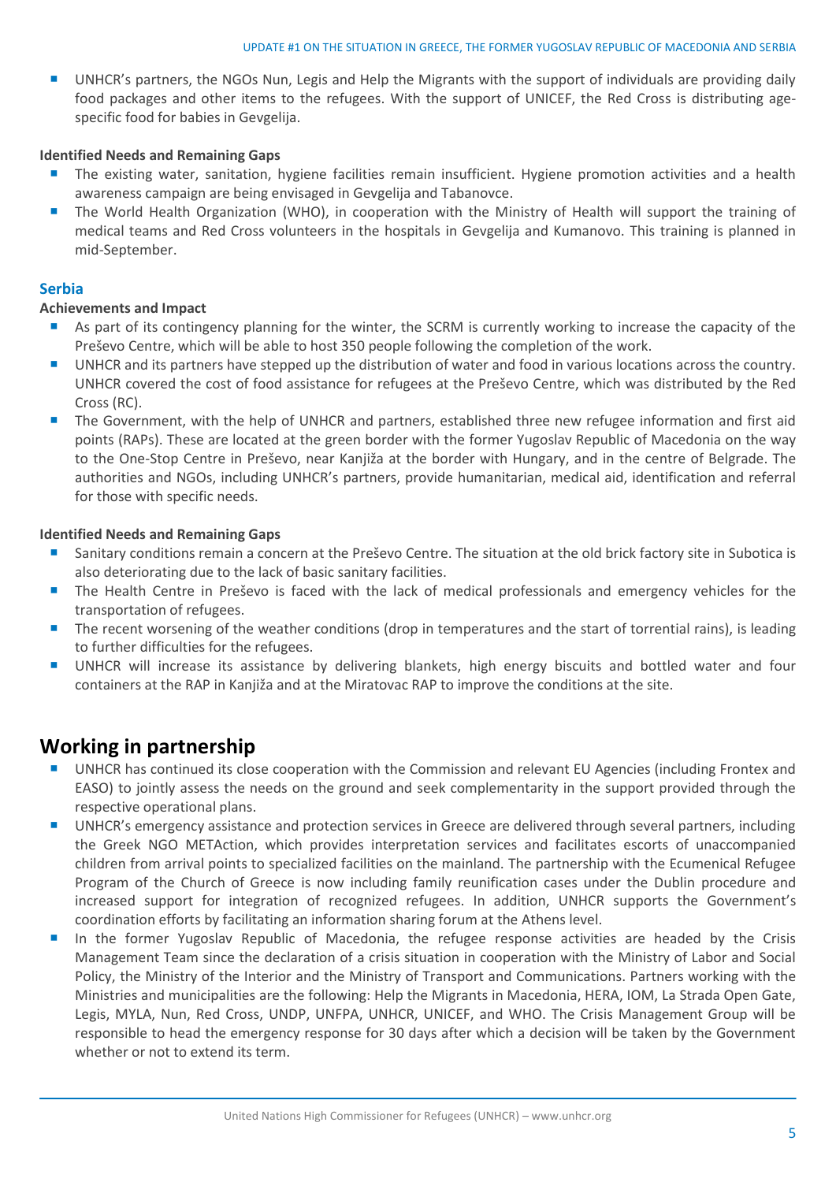- UNHCR's partners, the NGOs Nun, Legis and Help the Migrants with the support of individuals are providing daily food packages and other items to the refugees. With the support of UNICEF, the Red Cross is distributing age-specific food for babies in Gevgelija.

**Identified Needs and Remaining Gaps**

- The existing water, sanitation, hygiene facilities remain insufficient. Hygiene promotion activities and a health awareness campaign are being envisaged in Gevgelija and Tabanovce.
- The World Health Organization (WHO), in cooperation with the Ministry of Health will support the training of medical teams and Red Cross volunteers in the hospitals in Gevgelija and Kumanovo. This training is planned in mid-September.

### Serbia

**Achievements and Impact**

- As part of its contingency planning for the winter, the SCRM is currently working to increase the capacity of the Preševo Centre, which will be able to host 350 people following the completion of the work.
- UNHCR and its partners have stepped up the distribution of water and food in various locations across the country. UNHCR covered the cost of food assistance for refugees at the Preševo Centre, which was distributed by the Red Cross (RC).
- The Government, with the help of UNHCR and partners, established three new refugee information and first aid points (RAPs). These are located at the green border with the former Yugoslav Republic of Macedonia on the way to the One-Stop Centre in Preševo, near Kanjiža at the border with Hungary, and in the centre of Belgrade. The authorities and NGOs, including UNHCR's partners, provide humanitarian, medical aid, identification and referral for those with specific needs.

**Identified Needs and Remaining Gaps**

- Sanitary conditions remain a concern at the Preševo Centre. The situation at the old brick factory site in Subotica is also deteriorating due to the lack of basic sanitary facilities.
- The Health Centre in Preševo is faced with the lack of medical professionals and emergency vehicles for the transportation of refugees.
- The recent worsening of the weather conditions (drop in temperatures and the start of torrential rains), is leading to further difficulties for the refugees.
- UNHCR will increase its assistance by delivering blankets, high energy biscuits and bottled water and four containers at the RAP in Kanjiža and at the Miratovac RAP to improve the conditions at the site.

## Working in partnership

- UNHCR has continued its close cooperation with the Commission and relevant EU Agencies (including Frontex and EASO) to jointly assess the needs on the ground and seek complementarity in the support provided through the respective operational plans.
- UNHCR's emergency assistance and protection services in Greece are delivered through several partners, including the Greek NGO METAction, which provides interpretation services and facilitates escorts of unaccompanied children from arrival points to specialized facilities on the mainland. The partnership with the Ecumenical Refugee Program of the Church of Greece is now including family reunification cases under the Dublin procedure and increased support for integration of recognized refugees. In addition, UNHCR supports the Government's coordination efforts by facilitating an information sharing forum at the Athens level.
- In the former Yugoslav Republic of Macedonia, the refugee response activities are headed by the Crisis Management Team since the declaration of a crisis situation in cooperation with the Ministry of Labor and Social Policy, the Ministry of the Interior and the Ministry of Transport and Communications. Partners working with the Ministries and municipalities are the following: Help the Migrants in Macedonia, HERA, IOM, La Strada Open Gate, Legis, MYLA, Nun, Red Cross, UNDP, UNFPA, UNHCR, UNICEF, and WHO. The Crisis Management Group will be responsible to head the emergency response for 30 days after which a decision will be taken by the Government whether or not to extend its term.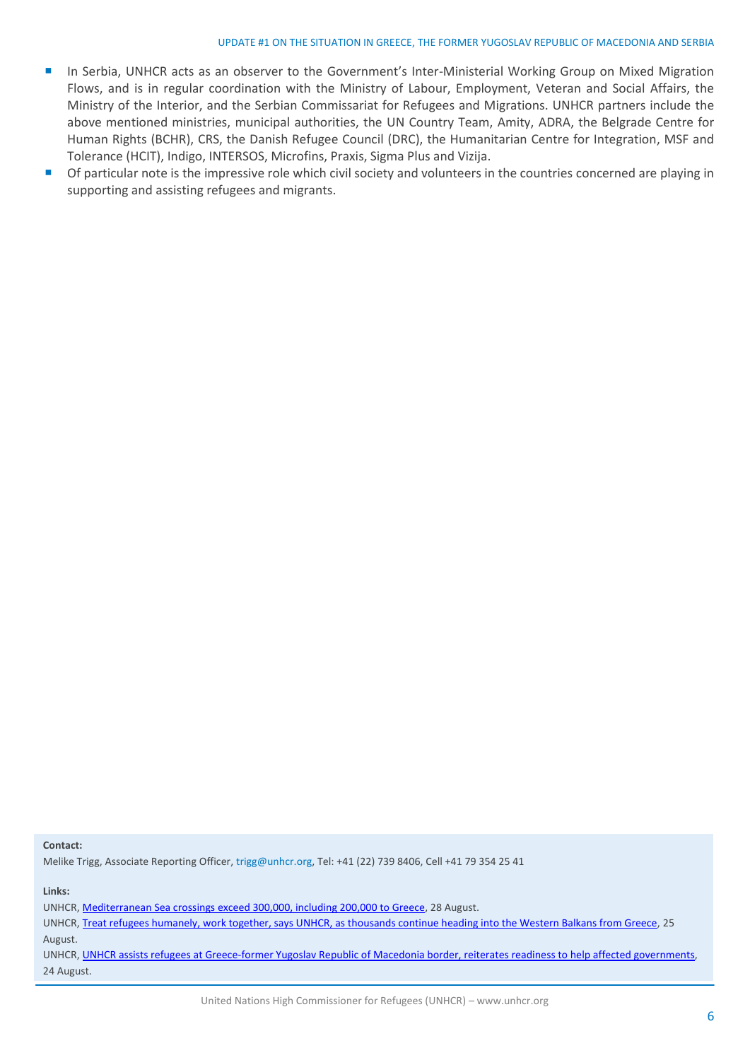- In Serbia, UNHCR acts as an observer to the Government's Inter-Ministerial Working Group on Mixed Migration Flows, and is in regular coordination with the Ministry of Labour, Employment, Veteran and Social Affairs, the Ministry of the Interior, and the Serbian Commissariat for Refugees and Migrations. UNHCR partners include the above mentioned ministries, municipal authorities, the UN Country Team, Amity, ADRA, the Belgrade Centre for Human Rights (BCHR), CRS, the Danish Refugee Council (DRC), the Humanitarian Centre for Integration, MSF and Tolerance (HCIT), Indigo, INTERSOS, Microfins, Praxis, Sigma Plus and Vizija.
- Of particular note is the impressive role which civil society and volunteers in the countries concerned are playing in supporting and assisting refugees and migrants.

**Contact:**

Melike Trigg, Associate Reporting Officer, trigg@unhcr.org, Tel: +41 (22) 739 8406, Cell +41 79 354 25 41

**Links:**

UNHCR, Mediterranean Sea crossings exceed 300,000, including 200,000 to Greece, 28 August.

UNHCR, Treat refugees humanely, work together, says UNHCR, as thousands continue heading into the Western Balkans from Greece, 25 August.

UNHCR, UNHCR assists refugees at Greece-former Yugoslav Republic of Macedonia border, reiterates readiness to help affected governments, 24 August.